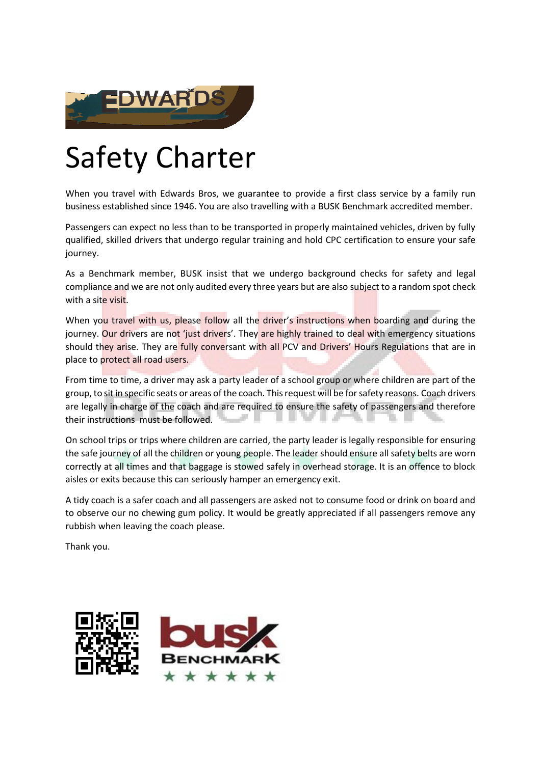# Safety Charter

When you travel with Edwards Bros, we guarantee to provide a first class service by a family run business established since 1946. You are also travelling with a BUSK Benchmark accredited member.

Passengers can expect no less than to be transported in properly maintained vehicles, driven by fully qualified, skilled drivers that undergo regular training and hold CPC certification to ensure your safe journey.

As a Benchmark member, BUSK insist that we undergo background checks for safety and legal compliance and we are not only audited every three years but are also subject to a random spot check with a site visit.

When you travel with us, please follow all the driver's instructions when boarding and during the journey. Our drivers are not 'just drivers'. They are highly trained to deal with emergency situations should they arise. They are fully conversant with all PCV and Drivers' Hours Regulations that are in place to protect all road users.

From time to time, a driver may ask a party leader of a school group or where children are part of the group, to sit in specific seats or areas of the coach. This request will be for safety reasons. Coach drivers are legally in charge of the coach and are required to ensure the safety of passengers and therefore their instructions must be followed.

On school trips or trips where children are carried, the party leader is legally responsible for ensuring the safe journey of all the children or young people. The leader should ensure all safety belts are worn correctly at all times and that baggage is stowed safely in overhead storage. It is an offence to block aisles or exits because this can seriously hamper an emergency exit.

A tidy coach is a safer coach and all passengers are asked not to consume food or drink on board and to observe our no chewing gum policy. It would be greatly appreciated if all passengers remove any rubbish when leaving the coach please.

Thank you.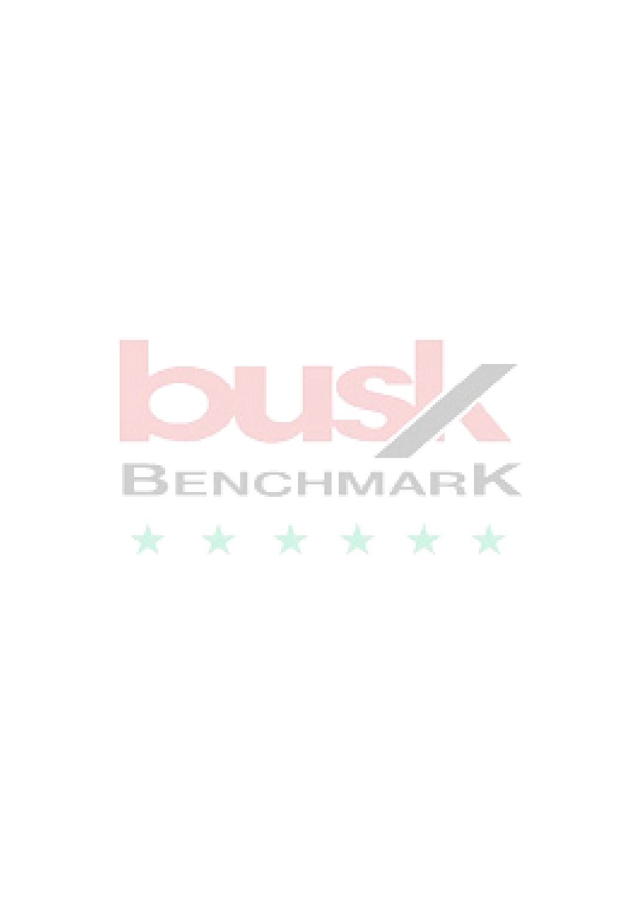busk

BENCHMARK